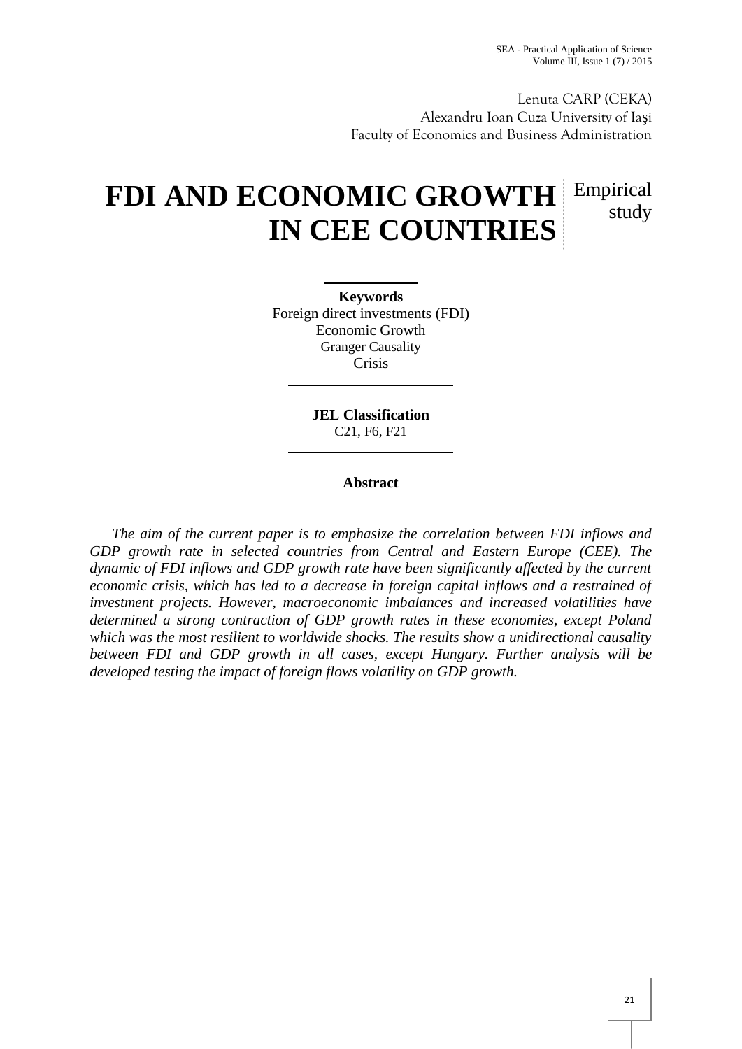Lenuta CARP (CEKA)
Alexandru Ioan Cuza University of Iaşi
Faculty of Economics and Business Administration

# FDI AND ECONOMIC GROWTH IN CEE COUNTRIES

Empirical study

**Keywords**
Foreign direct investments (FDI)
Economic Growth
Granger Causality
Crisis

**JEL Classification**
C21, F6, F21

**Abstract**

*The aim of the current paper is to emphasize the correlation between FDI inflows and GDP growth rate in selected countries from Central and Eastern Europe (CEE). The dynamic of FDI inflows and GDP growth rate have been significantly affected by the current economic crisis, which has led to a decrease in foreign capital inflows and a restrained of investment projects. However, macroeconomic imbalances and increased volatilities have determined a strong contraction of GDP growth rates in these economies, except Poland which was the most resilient to worldwide shocks. The results show a unidirectional causality between FDI and GDP growth in all cases, except Hungary. Further analysis will be developed testing the impact of foreign flows volatility on GDP growth.*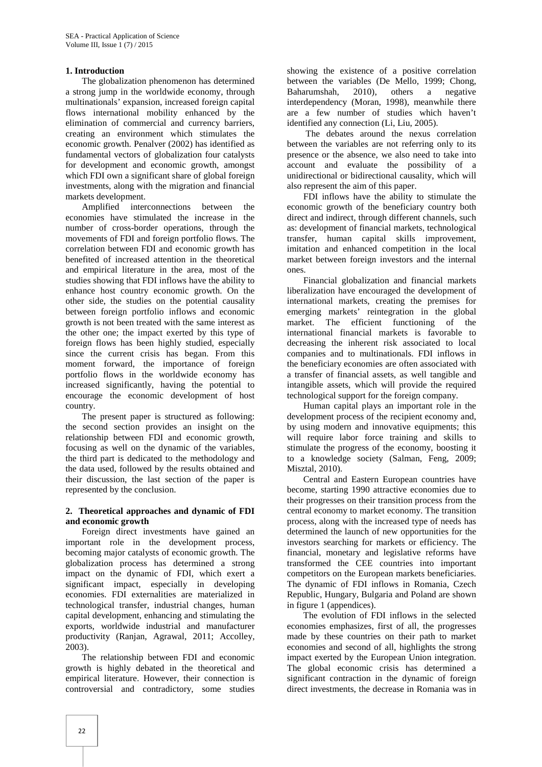## 1. Introduction

The globalization phenomenon has determined a strong jump in the worldwide economy, through multinationals' expansion, increased foreign capital flows international mobility enhanced by the elimination of commercial and currency barriers, creating an environment which stimulates the economic growth. Penalver (2002) has identified as fundamental vectors of globalization four catalysts for development and economic growth, amongst which FDI own a significant share of global foreign investments, along with the migration and financial markets development.

Amplified interconnections between the economies have stimulated the increase in the number of cross-border operations, through the movements of FDI and foreign portfolio flows. The correlation between FDI and economic growth has benefited of increased attention in the theoretical and empirical literature in the area, most of the studies showing that FDI inflows have the ability to enhance host country economic growth. On the other side, the studies on the potential causality between foreign portfolio inflows and economic growth is not been treated with the same interest as the other one; the impact exerted by this type of foreign flows has been highly studied, especially since the current crisis has began. From this moment forward, the importance of foreign portfolio flows in the worldwide economy has increased significantly, having the potential to encourage the economic development of host country.

The present paper is structured as following: the second section provides an insight on the relationship between FDI and economic growth, focusing as well on the dynamic of the variables, the third part is dedicated to the methodology and the data used, followed by the results obtained and their discussion, the last section of the paper is represented by the conclusion.

## 2. Theoretical approaches and dynamic of FDI and economic growth

Foreign direct investments have gained an important role in the development process, becoming major catalysts of economic growth. The globalization process has determined a strong impact on the dynamic of FDI, which exert a significant impact, especially in developing economies. FDI externalities are materialized in technological transfer, industrial changes, human capital development, enhancing and stimulating the exports, worldwide industrial and manufacturer productivity (Ranjan, Agrawal, 2011; Accolley, 2003).

The relationship between FDI and economic growth is highly debated in the theoretical and empirical literature. However, their connection is controversial and contradictory, some studies showing the existence of a positive correlation between the variables (De Mello, 1999; Chong, Baharumshah, 2010), others a negative interdependency (Moran, 1998), meanwhile there are a few number of studies which haven't identified any connection (Li, Liu, 2005).

The debates around the nexus correlation between the variables are not referring only to its presence or the absence, we also need to take into account and evaluate the possibility of a unidirectional or bidirectional causality, which will also represent the aim of this paper.

FDI inflows have the ability to stimulate the economic growth of the beneficiary country both direct and indirect, through different channels, such as: development of financial markets, technological transfer, human capital skills improvement, imitation and enhanced competition in the local market between foreign investors and the internal ones.

Financial globalization and financial markets liberalization have encouraged the development of international markets, creating the premises for emerging markets' reintegration in the global market. The efficient functioning of the international financial markets is favorable to decreasing the inherent risk associated to local companies and to multinationals. FDI inflows in the beneficiary economies are often associated with a transfer of financial assets, as well tangible and intangible assets, which will provide the required technological support for the foreign company.

Human capital plays an important role in the development process of the recipient economy and, by using modern and innovative equipments; this will require labor force training and skills to stimulate the progress of the economy, boosting it to a knowledge society (Salman, Feng, 2009; Misztal, 2010).

Central and Eastern European countries have become, starting 1990 attractive economies due to their progresses on their transition process from the central economy to market economy. The transition process, along with the increased type of needs has determined the launch of new opportunities for the investors searching for markets or efficiency. The financial, monetary and legislative reforms have transformed the CEE countries into important competitors on the European markets beneficiaries. The dynamic of FDI inflows in Romania, Czech Republic, Hungary, Bulgaria and Poland are shown in figure 1 (appendices).

The evolution of FDI inflows in the selected economies emphasizes, first of all, the progresses made by these countries on their path to market economies and second of all, highlights the strong impact exerted by the European Union integration. The global economic crisis has determined a significant contraction in the dynamic of foreign direct investments, the decrease in Romania was in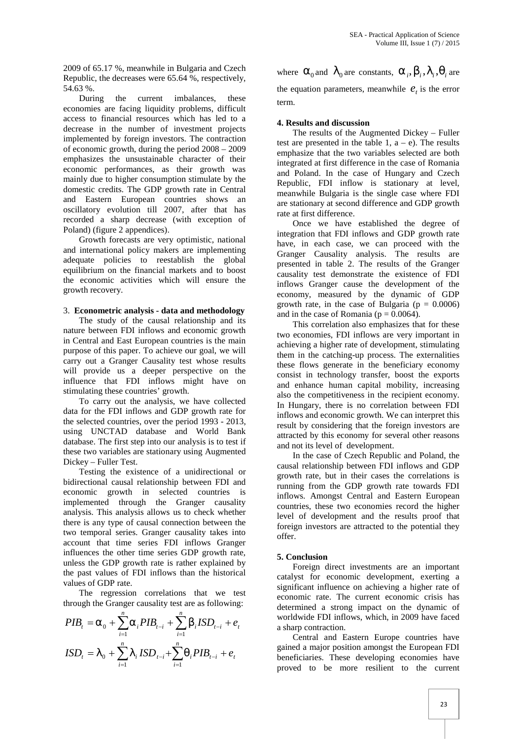2009 of 65.17 %, meanwhile in Bulgaria and Czech Republic, the decreases were 65.64 %, respectively, 54.63 %.

During the current imbalances, these economies are facing liquidity problems, difficult access to financial resources which has led to a decrease in the number of investment projects implemented by foreign investors. The contraction of economic growth, during the period 2008 – 2009 emphasizes the unsustainable character of their economic performances, as their growth was mainly due to higher consumption stimulate by the domestic credits. The GDP growth rate in Central and Eastern European countries shows an oscillatory evolution till 2007, after that has recorded a sharp decrease (with exception of Poland) (figure 2 appendices).

Growth forecasts are very optimistic, national and international policy makers are implementing adequate policies to reestablish the global equilibrium on the financial markets and to boost the economic activities which will ensure the growth recovery.

## 3. Econometric analysis - data and methodology

The study of the causal relationship and its nature between FDI inflows and economic growth in Central and East European countries is the main purpose of this paper. To achieve our goal, we will carry out a Granger Causality test whose results will provide us a deeper perspective on the influence that FDI inflows might have on stimulating these countries' growth.

To carry out the analysis, we have collected data for the FDI inflows and GDP growth rate for the selected countries, over the period 1993 - 2013, using UNCTAD database and World Bank database. The first step into our analysis is to test if these two variables are stationary using Augmented Dickey – Fuller Test.

Testing the existence of a unidirectional or bidirectional causal relationship between FDI and economic growth in selected countries is implemented through the Granger causality analysis. This analysis allows us to check whether there is any type of causal connection between the two temporal series. Granger causality takes into account that time series FDI inflows Granger influences the other time series GDP growth rate, unless the GDP growth rate is rather explained by the past values of FDI inflows than the historical values of GDP rate.

The regression correlations that we test through the Granger causality test are as following:

$$PIB_t = \alpha_0 + \sum_{i=1}^{n} \alpha_i PIB_{t-i} + \sum_{i=1}^{n} \beta_i ISD_{t-i} + e_t$$

$$ISD_t = \lambda_0 + \sum_{i=1}^{n} \lambda_i ISD_{t-i} + \sum_{i=1}^{n} \theta_i PIB_{t-i} + e_t$$

where $\alpha_0$ and $\lambda_0$ are constants, $\alpha_i, \beta_i, \lambda_i, \theta_i$ are the equation parameters, meanwhile $e_t$ is the error term.

## 4. Results and discussion

The results of the Augmented Dickey – Fuller test are presented in the table 1, a – e). The results emphasize that the two variables selected are both integrated at first difference in the case of Romania and Poland. In the case of Hungary and Czech Republic, FDI inflow is stationary at level, meanwhile Bulgaria is the single case where FDI are stationary at second difference and GDP growth rate at first difference.

Once we have established the degree of integration that FDI inflows and GDP growth rate have, in each case, we can proceed with the Granger Causality analysis. The results are presented in table 2. The results of the Granger causality test demonstrate the existence of FDI inflows Granger cause the development of the economy, measured by the dynamic of GDP growth rate, in the case of Bulgaria ($p = 0.0006$) and in the case of Romania ($p = 0.0064$).

This correlation also emphasizes that for these two economies, FDI inflows are very important in achieving a higher rate of development, stimulating them in the catching-up process. The externalities these flows generate in the beneficiary economy consist in technology transfer, boost the exports and enhance human capital mobility, increasing also the competitiveness in the recipient economy. In Hungary, there is no correlation between FDI inflows and economic growth. We can interpret this result by considering that the foreign investors are attracted by this economy for several other reasons and not its level of development.

In the case of Czech Republic and Poland, the causal relationship between FDI inflows and GDP growth rate, but in their cases the correlations is running from the GDP growth rate towards FDI inflows. Amongst Central and Eastern European countries, these two economies record the higher level of development and the results proof that foreign investors are attracted to the potential they offer.

## 5. Conclusion

Foreign direct investments are an important catalyst for economic development, exerting a significant influence on achieving a higher rate of economic rate. The current economic crisis has determined a strong impact on the dynamic of worldwide FDI inflows, which, in 2009 have faced a sharp contraction.

Central and Eastern Europe countries have gained a major position amongst the European FDI beneficiaries. These developing economies have proved to be more resilient to the current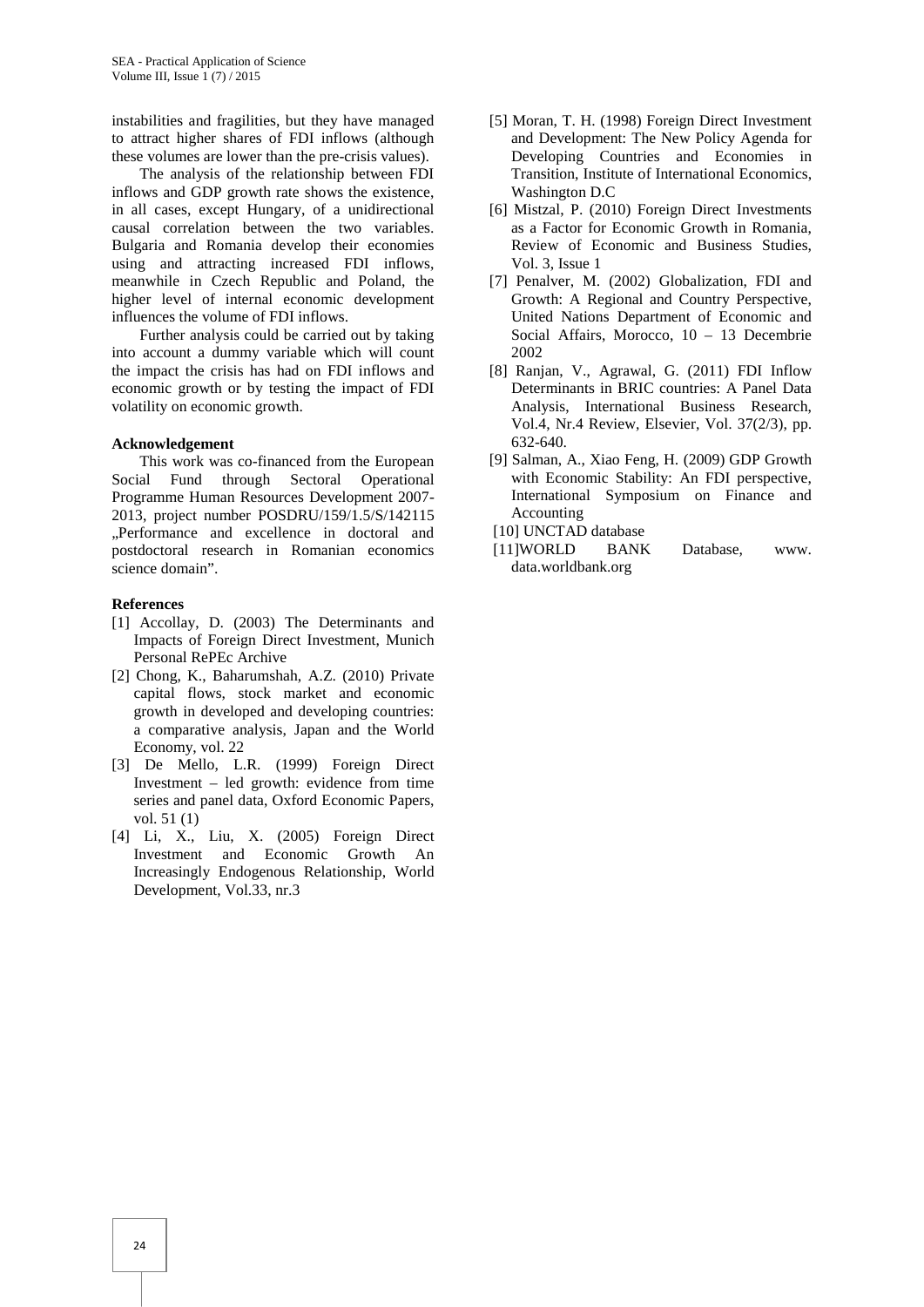instabilities and fragilities, but they have managed to attract higher shares of FDI inflows (although these volumes are lower than the pre-crisis values).

The analysis of the relationship between FDI inflows and GDP growth rate shows the existence, in all cases, except Hungary, of a unidirectional causal correlation between the two variables. Bulgaria and Romania develop their economies using and attracting increased FDI inflows, meanwhile in Czech Republic and Poland, the higher level of internal economic development influences the volume of FDI inflows.

Further analysis could be carried out by taking into account a dummy variable which will count the impact the crisis has had on FDI inflows and economic growth or by testing the impact of FDI volatility on economic growth.

**Acknowledgement**

This work was co-financed from the European Social Fund through Sectoral Operational Programme Human Resources Development 2007-2013, project number POSDRU/159/1.5/S/142115 „Performance and excellence in doctoral and postdoctoral research in Romanian economics science domain".

**References**

[1] Accollay, D. (2003) The Determinants and Impacts of Foreign Direct Investment, Munich Personal RePEc Archive

[2] Chong, K., Baharumshah, A.Z. (2010) Private capital flows, stock market and economic growth in developed and developing countries: a comparative analysis, Japan and the World Economy, vol. 22

[3] De Mello, L.R. (1999) Foreign Direct Investment – led growth: evidence from time series and panel data, Oxford Economic Papers, vol. 51 (1)

[4] Li, X., Liu, X. (2005) Foreign Direct Investment and Economic Growth An Increasingly Endogenous Relationship, World Development, Vol.33, nr.3

[5] Moran, T. H. (1998) Foreign Direct Investment and Development: The New Policy Agenda for Developing Countries and Economies in Transition, Institute of International Economics, Washington D.C

[6] Mistzal, P. (2010) Foreign Direct Investments as a Factor for Economic Growth in Romania, Review of Economic and Business Studies, Vol. 3, Issue 1

[7] Penalver, M. (2002) Globalization, FDI and Growth: A Regional and Country Perspective, United Nations Department of Economic and Social Affairs, Morocco, 10 – 13 Decembrie 2002

[8] Ranjan, V., Agrawal, G. (2011) FDI Inflow Determinants in BRIC countries: A Panel Data Analysis, International Business Research, Vol.4, Nr.4 Review, Elsevier, Vol. 37(2/3), pp. 632-640.

[9] Salman, A., Xiao Feng, H. (2009) GDP Growth with Economic Stability: An FDI perspective, International Symposium on Finance and Accounting

[10] UNCTAD database

[11]WORLD BANK Database, www. data.worldbank.org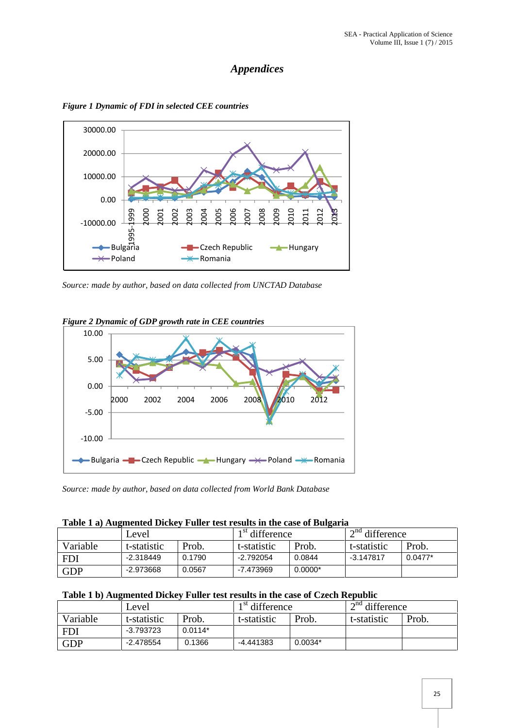# *Appendices*

***Figure 1 Dynamic of FDI in selected CEE countries***

*Source: made by author, based on data collected from UNCTAD Database*

***Figure 2 Dynamic of GDP growth rate in CEE countries***

*Source: made by author, based on data collected from World Bank Database*

**Table 1 a) Augmented Dickey Fuller test results in the case of Bulgaria**

| | Level | | $1^{st}$ difference | | $2^{nd}$ difference | |
|---|---|---|---|---|---|---|
| Variable | t-statistic | Prob. | t-statistic | Prob. | t-statistic | Prob. |
| FDI | -2.318449 | 0.1790 | -2.792054 | 0.0844 | -3.147817 | 0.0477* |
| GDP | -2.973668 | 0.0567 | -7.473969 | 0.0000* | | |

**Table 1 b) Augmented Dickey Fuller test results in the case of Czech Republic**

| | Level | | $1^{st}$ difference | | $2^{nd}$ difference | |
|---|---|---|---|---|---|---|
| Variable | t-statistic | Prob. | t-statistic | Prob. | t-statistic | Prob. |
| FDI | -3.793723 | 0.0114* | | | | |
| GDP | -2.478554 | 0.1366 | -4.441383 | 0.0034* | | |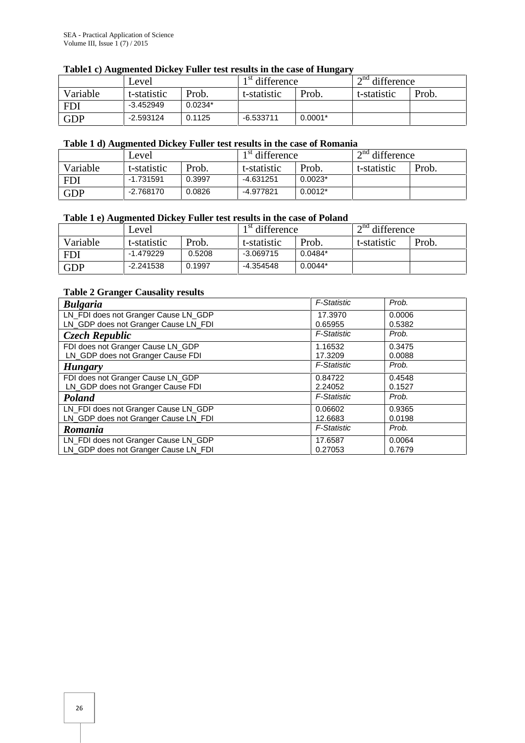**Table1 c) Augmented Dickey Fuller test results in the case of Hungary**

| | Level | | 1$^{st}$ difference | | 2$^{nd}$ difference | |
|---|---|---|---|---|---|---|
| Variable | t-statistic | Prob. | t-statistic | Prob. | t-statistic | Prob. |
| FDI | -3.452949 | 0.0234* | | | | |
| GDP | -2.593124 | 0.1125 | -6.533711 | 0.0001* | | |

**Table 1 d) Augmented Dickey Fuller test results in the case of Romania**

| | Level | | 1$^{st}$ difference | | 2$^{nd}$ difference | |
|---|---|---|---|---|---|---|
| Variable | t-statistic | Prob. | t-statistic | Prob. | t-statistic | Prob. |
| FDI | -1.731591 | 0.3997 | -4.631251 | 0.0023* | | |
| GDP | -2.768170 | 0.0826 | -4.977821 | 0.0012* | | |

**Table 1 e) Augmented Dickey Fuller test results in the case of Poland**

| | Level | | 1$^{st}$ difference | | 2$^{nd}$ difference | |
|---|---|---|---|---|---|---|
| Variable | t-statistic | Prob. | t-statistic | Prob. | t-statistic | Prob. |
| FDI | -1.479229 | 0.5208 | -3.069715 | 0.0484* | | |
| GDP | -2.241538 | 0.1997 | -4.354548 | 0.0044* | | |

**Table 2 Granger Causality results**

| | | |
|---|---|---|
| ***Bulgaria*** | *F-Statistic* | *Prob.* |
| LN_FDI does not Granger Cause LN_GDP | 17.3970 | 0.0006 |
| LN_GDP does not Granger Cause LN_FDI | 0.65955 | 0.5382 |
| ***Czech Republic*** | *F-Statistic* | *Prob.* |
| FDI does not Granger Cause LN_GDP | 1.16532 | 0.3475 |
| LN_GDP does not Granger Cause FDI | 17.3209 | 0.0088 |
| ***Hungary*** | *F-Statistic* | *Prob.* |
| FDI does not Granger Cause LN_GDP | 0.84722 | 0.4548 |
| LN_GDP does not Granger Cause FDI | 2.24052 | 0.1527 |
| ***Poland*** | *F-Statistic* | *Prob.* |
| LN_FDI does not Granger Cause LN_GDP | 0.06602 | 0.9365 |
| LN_GDP does not Granger Cause LN_FDI | 12.6683 | 0.0198 |
| ***Romania*** | *F-Statistic* | *Prob.* |
| LN_FDI does not Granger Cause LN_GDP | 17.6587 | 0.0064 |
| LN_GDP does not Granger Cause LN_FDI | 0.27053 | 0.7679 |